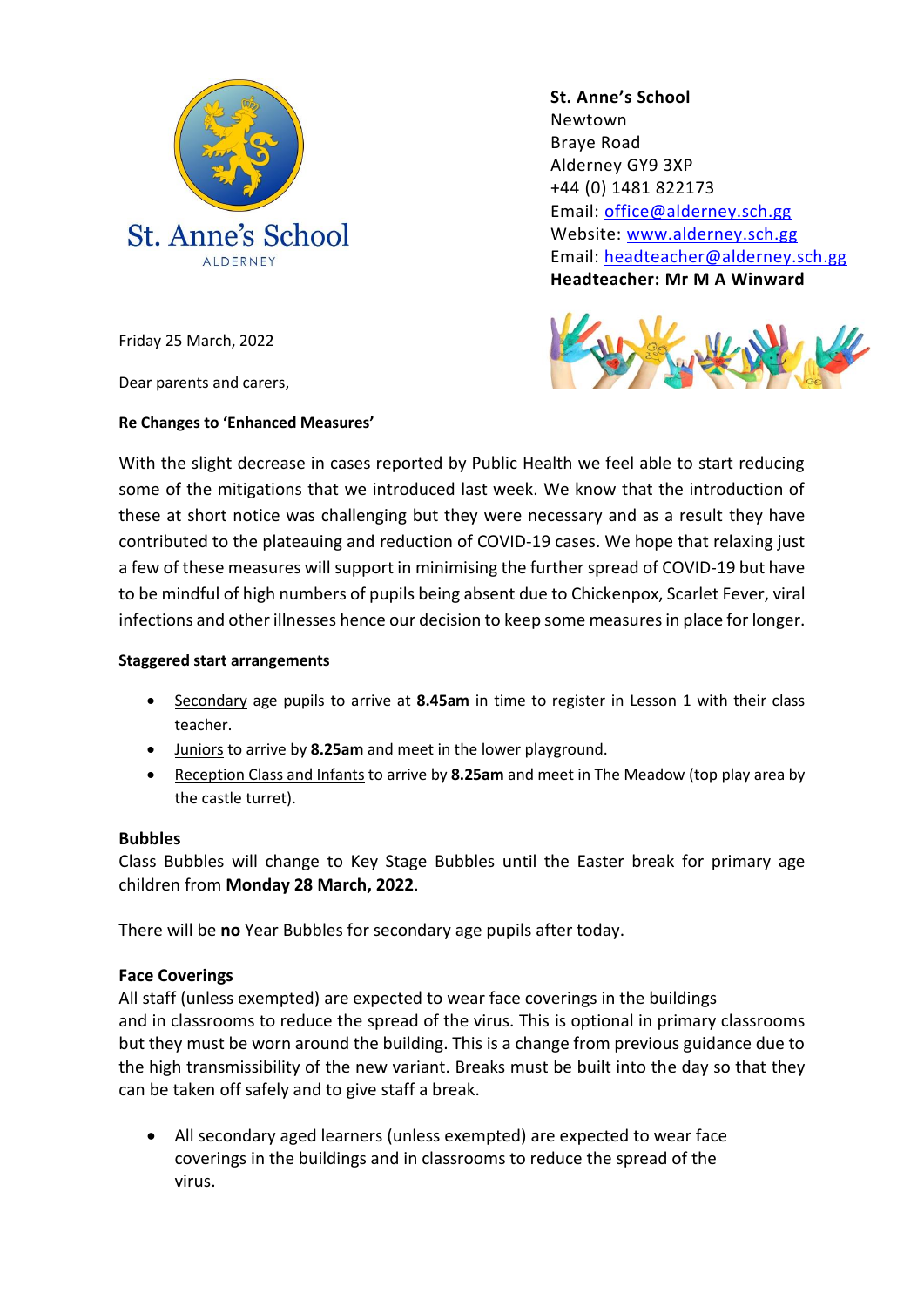St. Anne's School
ALDERNEY

**St. Anne's School**
Newtown
Braye Road
Alderney GY9 3XP
+44 (0) 1481 822173
Email: office@alderney.sch.gg
Website: www.alderney.sch.gg
Email: headteacher@alderney.sch.gg
**Headteacher: Mr M A Winward**

Friday 25 March, 2022

Dear parents and carers,

**Re Changes to 'Enhanced Measures'**

With the slight decrease in cases reported by Public Health we feel able to start reducing some of the mitigations that we introduced last week. We know that the introduction of these at short notice was challenging but they were necessary and as a result they have contributed to the plateauing and reduction of COVID-19 cases. We hope that relaxing just a few of these measures will support in minimising the further spread of COVID-19 but have to be mindful of high numbers of pupils being absent due to Chickenpox, Scarlet Fever, viral infections and other illnesses hence our decision to keep some measures in place for longer.

**Staggered start arrangements**

- Secondary age pupils to arrive at **8.45am** in time to register in Lesson 1 with their class teacher.
- Juniors to arrive by **8.25am** and meet in the lower playground.
- Reception Class and Infants to arrive by **8.25am** and meet in The Meadow (top play area by the castle turret).

**Bubbles**

Class Bubbles will change to Key Stage Bubbles until the Easter break for primary age children from **Monday 28 March, 2022**.

There will be **no** Year Bubbles for secondary age pupils after today.

**Face Coverings**

All staff (unless exempted) are expected to wear face coverings in the buildings and in classrooms to reduce the spread of the virus. This is optional in primary classrooms but they must be worn around the building. This is a change from previous guidance due to the high transmissibility of the new variant. Breaks must be built into the day so that they can be taken off safely and to give staff a break.

- All secondary aged learners (unless exempted) are expected to wear face coverings in the buildings and in classrooms to reduce the spread of the virus.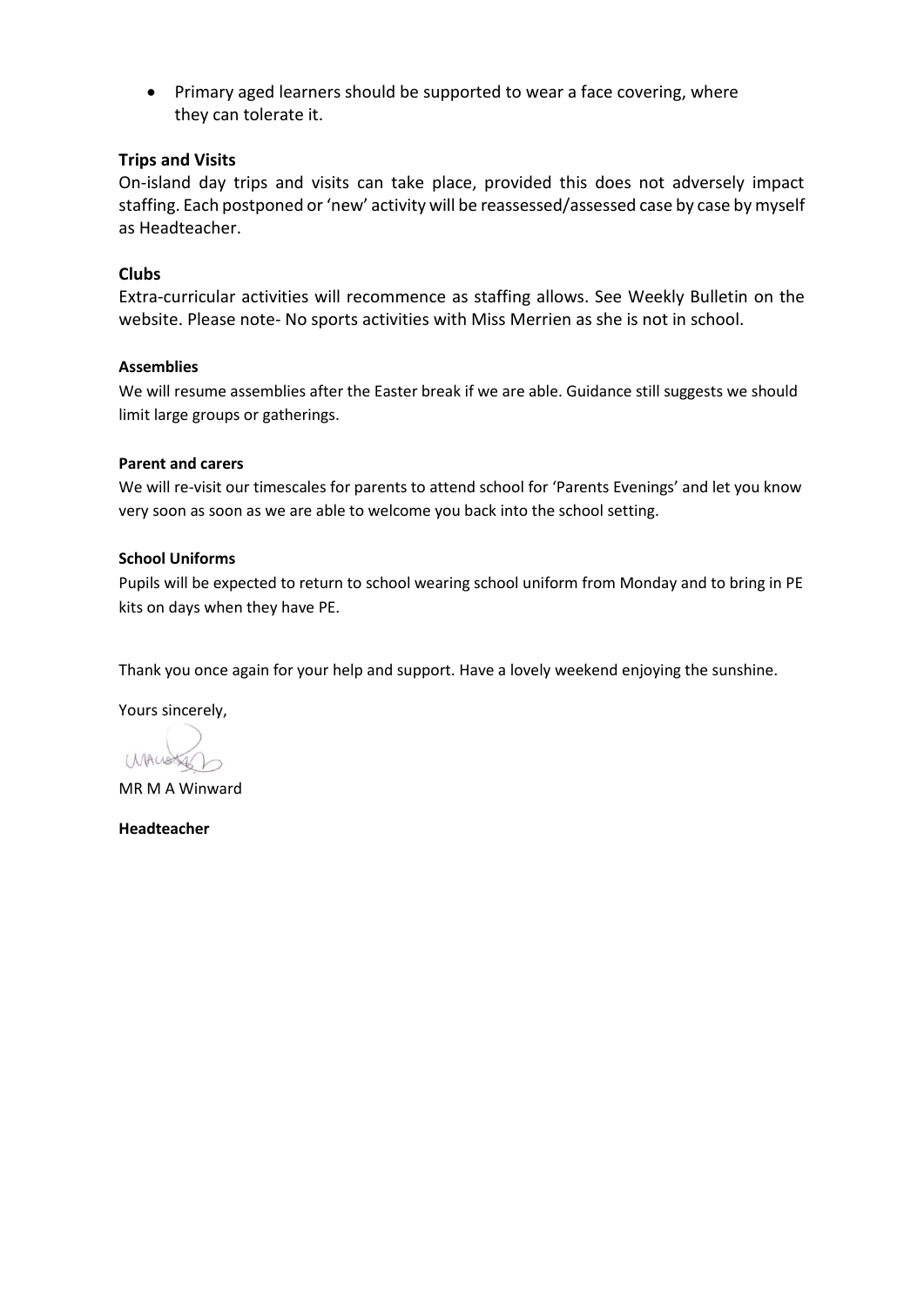- Primary aged learners should be supported to wear a face covering, where they can tolerate it.

**Trips and Visits**

On-island day trips and visits can take place, provided this does not adversely impact staffing. Each postponed or 'new' activity will be reassessed/assessed case by case by myself as Headteacher.

**Clubs**

Extra-curricular activities will recommence as staffing allows. See Weekly Bulletin on the website. Please note- No sports activities with Miss Merrien as she is not in school.

**Assemblies**

We will resume assemblies after the Easter break if we are able. Guidance still suggests we should limit large groups or gatherings.

**Parent and carers**

We will re-visit our timescales for parents to attend school for 'Parents Evenings' and let you know very soon as soon as we are able to welcome you back into the school setting.

**School Uniforms**

Pupils will be expected to return to school wearing school uniform from Monday and to bring in PE kits on days when they have PE.

Thank you once again for your help and support. Have a lovely weekend enjoying the sunshine.

Yours sincerely,

MR M A Winward

**Headteacher**